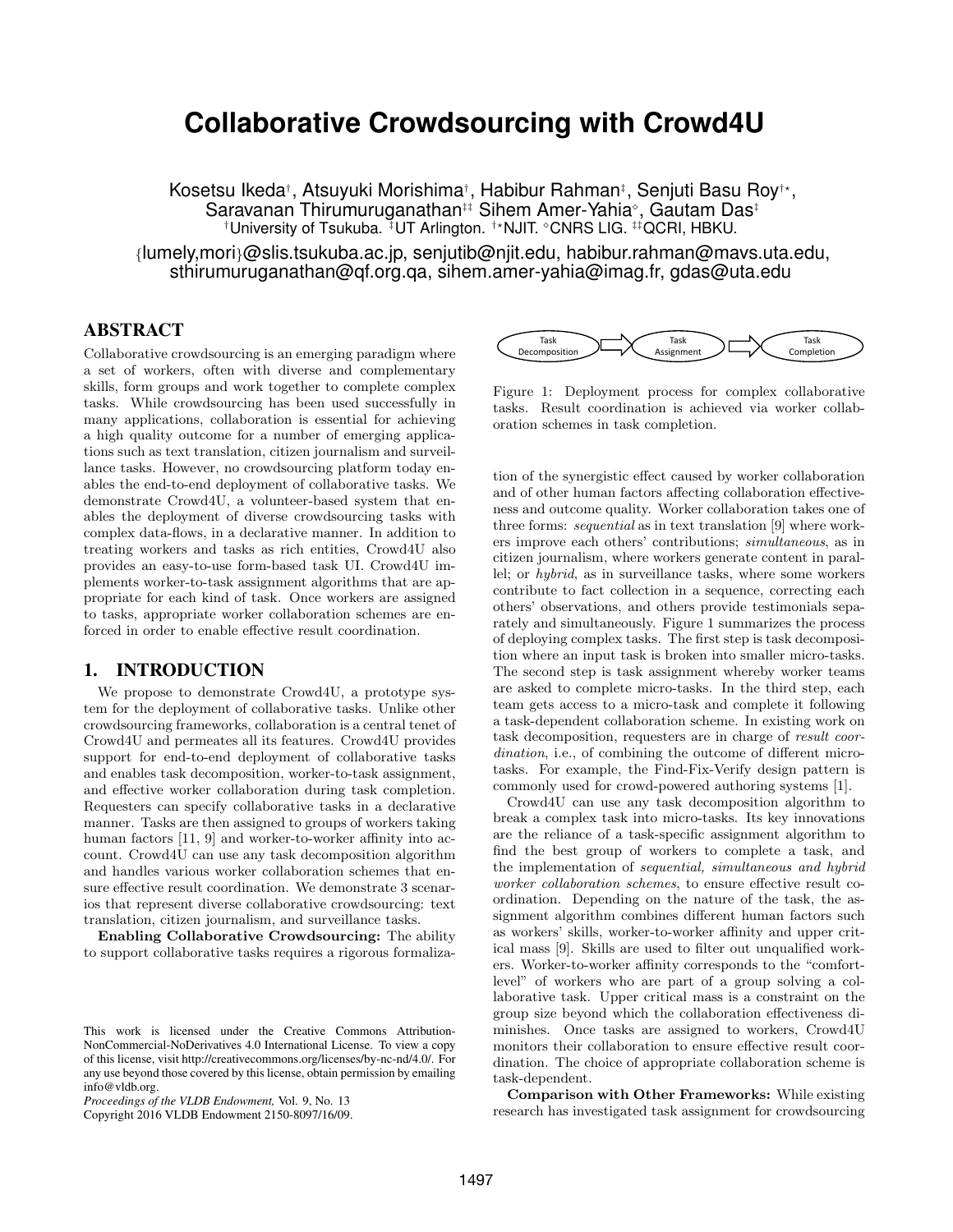# Collaborative Crowdsourcing with Crowd4U

Kosetsu Ikeda[†], Atsuyuki Morishima[†], Habibur Rahman[‡], Senjuti Basu Roy[†⋆], Saravanan Thirumuruganathan[‡‡] Sihem Amer-Yahia[◇], Gautam Das[‡]

[†]University of Tsukuba. [‡]UT Arlington. [†⋆]NJIT. [◇]CNRS LIG. [‡‡]QCRI, HBKU.

{lumely,mori}@slis.tsukuba.ac.jp, senjutib@njit.edu, habibur.rahman@mavs.uta.edu, sthirumuruganathan@qf.org.qa, sihem.amer-yahia@imag.fr, gdas@uta.edu

## ABSTRACT

Collaborative crowdsourcing is an emerging paradigm where a set of workers, often with diverse and complementary skills, form groups and work together to complete complex tasks. While crowdsourcing has been used successfully in many applications, collaboration is essential for achieving a high quality outcome for a number of emerging applications such as text translation, citizen journalism and surveillance tasks. However, no crowdsourcing platform today enables the end-to-end deployment of collaborative tasks. We demonstrate Crowd4U, a volunteer-based system that enables the deployment of diverse crowdsourcing tasks with complex data-flows, in a declarative manner. In addition to treating workers and tasks as rich entities, Crowd4U also provides an easy-to-use form-based task UI. Crowd4U implements worker-to-task assignment algorithms that are appropriate for each kind of task. Once workers are assigned to tasks, appropriate worker collaboration schemes are enforced in order to enable effective result coordination.

## 1. INTRODUCTION

We propose to demonstrate Crowd4U, a prototype system for the deployment of collaborative tasks. Unlike other crowdsourcing frameworks, collaboration is a central tenet of Crowd4U and permeates all its features. Crowd4U provides support for end-to-end deployment of collaborative tasks and enables task decomposition, worker-to-task assignment, and effective worker collaboration during task completion. Requesters can specify collaborative tasks in a declarative manner. Tasks are then assigned to groups of workers taking human factors [11, 9] and worker-to-worker affinity into account. Crowd4U can use any task decomposition algorithm and handles various worker collaboration schemes that ensure effective result coordination. We demonstrate 3 scenarios that represent diverse collaborative crowdsourcing: text translation, citizen journalism, and surveillance tasks.

**Enabling Collaborative Crowdsourcing:** The ability to support collaborative tasks requires a rigorous formalization of the synergistic effect caused by worker collaboration and of other human factors affecting collaboration effectiveness and outcome quality. Worker collaboration takes one of three forms: *sequential* as in text translation [9] where workers improve each others' contributions; *simultaneous*, as in citizen journalism, where workers generate content in parallel; or *hybrid*, as in surveillance tasks, where some workers contribute to fact collection in a sequence, correcting each others' observations, and others provide testimonials separately and simultaneously. Figure 1 summarizes the process of deploying complex tasks. The first step is task decomposition where an input task is broken into smaller micro-tasks. The second step is task assignment whereby worker teams are asked to complete micro-tasks. In the third step, each team gets access to a micro-task and complete it following a task-dependent collaboration scheme. In existing work on task decomposition, requesters are in charge of *result coordination*, i.e., of combining the outcome of different micro-tasks. For example, the Find-Fix-Verify design pattern is commonly used for crowd-powered authoring systems [1].

Task Decomposition → Task Assignment → Task Completion

Figure 1: Deployment process for complex collaborative tasks. Result coordination is achieved via worker collaboration schemes in task completion.

Crowd4U can use any task decomposition algorithm to break a complex task into micro-tasks. Its key innovations are the reliance of a task-specific assignment algorithm to find the best group of workers to complete a task, and the implementation of *sequential, simultaneous and hybrid worker collaboration schemes*, to ensure effective result coordination. Depending on the nature of the task, the assignment algorithm combines different human factors such as workers' skills, worker-to-worker affinity and upper critical mass [9]. Skills are used to filter out unqualified workers. Worker-to-worker affinity corresponds to the "comfort-level" of workers who are part of a group solving a collaborative task. Upper critical mass is a constraint on the group size beyond which the collaboration effectiveness diminishes. Once tasks are assigned to workers, Crowd4U monitors their collaboration to ensure effective result coordination. The choice of appropriate collaboration scheme is task-dependent.

**Comparison with Other Frameworks:** While existing research has investigated task assignment for crowdsourcing

This work is licensed under the Creative Commons Attribution-NonCommercial-NoDerivatives 4.0 International License. To view a copy of this license, visit http://creativecommons.org/licenses/by-nc-nd/4.0/. For any use beyond those covered by this license, obtain permission by emailing info@vldb.org.

*Proceedings of the VLDB Endowment,* Vol. 9, No. 13
Copyright 2016 VLDB Endowment 2150-8097/16/09.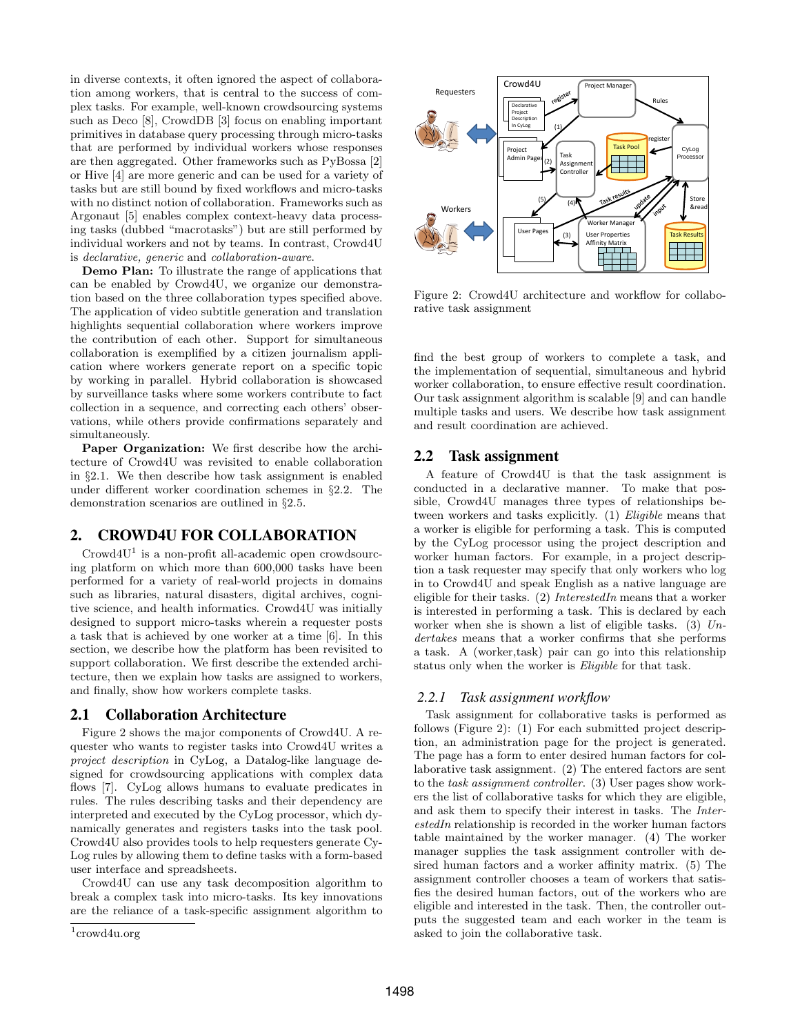in diverse contexts, it often ignored the aspect of collaboration among workers, that is central to the success of complex tasks. For example, well-known crowdsourcing systems such as Deco [8], CrowdDB [3] focus on enabling important primitives in database query processing through micro-tasks that are performed by individual workers whose responses are then aggregated. Other frameworks such as PyBossa [2] or Hive [4] are more generic and can be used for a variety of tasks but are still bound by fixed workflows and micro-tasks with no distinct notion of collaboration. Frameworks such as Argonaut [5] enables complex context-heavy data processing tasks (dubbed "macrotasks") but are still performed by individual workers and not by teams. In contrast, Crowd4U is *declarative, generic* and *collaboration-aware*.

**Demo Plan:** To illustrate the range of applications that can be enabled by Crowd4U, we organize our demonstration based on the three collaboration types specified above. The application of video subtitle generation and translation highlights sequential collaboration where workers improve the contribution of each other. Support for simultaneous collaboration is exemplified by a citizen journalism application where workers generate report on a specific topic by working in parallel. Hybrid collaboration is showcased by surveillance tasks where some workers contribute to fact collection in a sequence, and correcting each others' observations, while others provide confirmations separately and simultaneously.

**Paper Organization:** We first describe how the architecture of Crowd4U was revisited to enable collaboration in §2.1. We then describe how task assignment is enabled under different worker coordination schemes in §2.2. The demonstration scenarios are outlined in §2.5.

## 2. CROWD4U FOR COLLABORATION

Crowd4U[1] is a non-profit all-academic open crowdsourcing platform on which more than 600,000 tasks have been performed for a variety of real-world projects in domains such as libraries, natural disasters, digital archives, cognitive science, and health informatics. Crowd4U was initially designed to support micro-tasks wherein a requester posts a task that is achieved by one worker at a time [6]. In this section, we describe how the platform has been revisited to support collaboration. We first describe the extended architecture, then we explain how tasks are assigned to workers, and finally, show how workers complete tasks.

### 2.1 Collaboration Architecture

Figure 2 shows the major components of Crowd4U. A requester who wants to register tasks into Crowd4U writes a *project description* in CyLog, a Datalog-like language designed for crowdsourcing applications with complex data flows [7]. CyLog allows humans to evaluate predicates in rules. The rules describing tasks and their dependency are interpreted and executed by the CyLog processor, which dynamically generates and registers tasks into the task pool. Crowd4U also provides tools to help requesters generate CyLog rules by allowing them to define tasks with a form-based user interface and spreadsheets.

Crowd4U can use any task decomposition algorithm to break a complex task into micro-tasks. Its key innovations are the reliance of a task-specific assignment algorithm to find the best group of workers to complete a task, and the implementation of sequential, simultaneous and hybrid worker collaboration, to ensure effective result coordination. Our task assignment algorithm is scalable [9] and can handle multiple tasks and users. We describe how task assignment and result coordination are achieved.

[1] crowd4u.org

Figure 2: Crowd4U architecture and workflow for collaborative task assignment

### 2.2 Task assignment

A feature of Crowd4U is that the task assignment is conducted in a declarative manner. To make that possible, Crowd4U manages three types of relationships between workers and tasks explicitly. (1) *Eligible* means that a worker is eligible for performing a task. This is computed by the CyLog processor using the project description and worker human factors. For example, in a project description a task requester may specify that only workers who log in to Crowd4U and speak English as a native language are eligible for their tasks. (2) *InterestedIn* means that a worker is interested in performing a task. This is declared by each worker when she is shown a list of eligible tasks. (3) *Undertakes* means that a worker confirms that she performs a task. A (worker,task) pair can go into this relationship status only when the worker is *Eligible* for that task.

#### 2.2.1 Task assignment workflow

Task assignment for collaborative tasks is performed as follows (Figure 2): (1) For each submitted project description, an administration page for the project is generated. The page has a form to enter desired human factors for collaborative task assignment. (2) The entered factors are sent to the *task assignment controller*. (3) User pages show workers the list of collaborative tasks for which they are eligible, and ask them to specify their interest in tasks. The *InterestedIn* relationship is recorded in the worker human factors table maintained by the worker manager. (4) The worker manager supplies the task assignment controller with desired human factors and a worker affinity matrix. (5) The assignment controller chooses a team of workers that satisfies the desired human factors, out of the workers who are eligible and interested in the task. Then, the controller outputs the suggested team and each worker in the team is asked to join the collaborative task.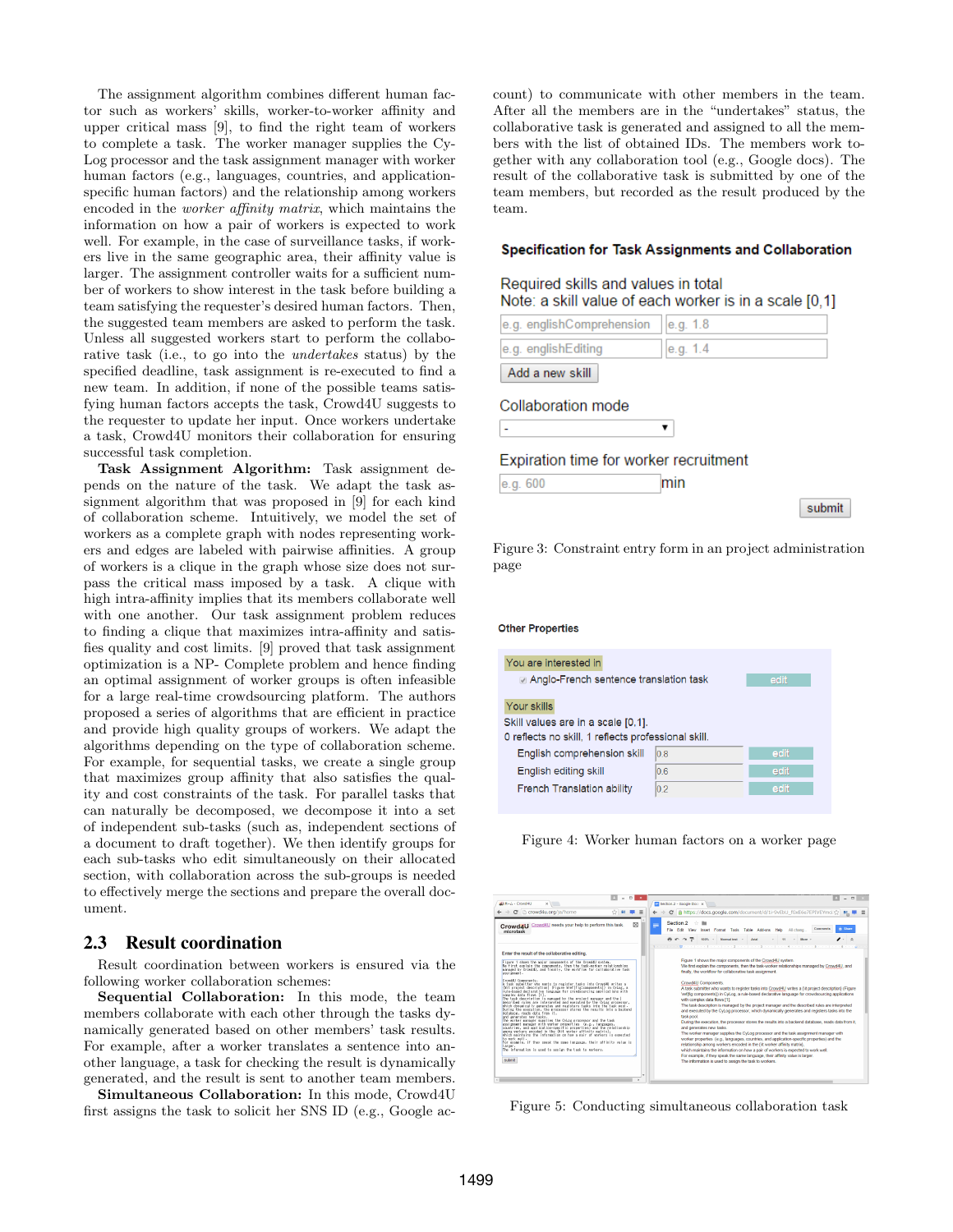The assignment algorithm combines different human factor such as workers' skills, worker-to-worker affinity and upper critical mass [9], to find the right team of workers to complete a task. The worker manager supplies the CyLog processor and the task assignment manager with worker human factors (e.g., languages, countries, and application-specific human factors) and the relationship among workers encoded in the *worker affinity matrix*, which maintains the information on how a pair of workers is expected to work well. For example, in the case of surveillance tasks, if workers live in the same geographic area, their affinity value is larger. The assignment controller waits for a sufficient number of workers to show interest in the task before building a team satisfying the requester's desired human factors. Then, the suggested team members are asked to perform the task. Unless all suggested workers start to perform the collaborative task (i.e., to go into the *undertakes* status) by the specified deadline, task assignment is re-executed to find a new team. In addition, if none of the possible teams satisfying human factors accepts the task, Crowd4U suggests to the requester to update her input. Once workers undertake a task, Crowd4U monitors their collaboration for ensuring successful task completion.

**Task Assignment Algorithm:** Task assignment depends on the nature of the task. We adapt the task assignment algorithm that was proposed in [9] for each kind of collaboration scheme. Intuitively, we model the set of workers as a complete graph with nodes representing workers and edges are labeled with pairwise affinities. A group of workers is a clique in the graph whose size does not surpass the critical mass imposed by a task. A clique with high intra-affinity implies that its members collaborate well with one another. Our task assignment problem reduces to finding a clique that maximizes intra-affinity and satisfies quality and cost limits. [9] proved that task assignment optimization is a NP- Complete problem and hence finding an optimal assignment of worker groups is often infeasible for a large real-time crowdsourcing platform. The authors proposed a series of algorithms that are efficient in practice and provide high quality groups of workers. We adapt the algorithms depending on the type of collaboration scheme. For example, for sequential tasks, we create a single group that maximizes group affinity that also satisfies the quality and cost constraints of the task. For parallel tasks that can naturally be decomposed, we decompose it into a set of independent sub-tasks (such as, independent sections of a document to draft together). We then identify groups for each sub-tasks who edit simultaneously on their allocated section, with collaboration across the sub-groups is needed to effectively merge the sections and prepare the overall document.

## 2.3 Result coordination

Result coordination between workers is ensured via the following worker collaboration schemes:

**Sequential Collaboration:** In this mode, the team members collaborate with each other through the tasks dynamically generated based on other members' task results. For example, after a worker translates a sentence into another language, a task for checking the result is dynamically generated, and the result is sent to another team members.

**Simultaneous Collaboration:** In this mode, Crowd4U first assigns the task to solicit her SNS ID (e.g., Google account) to communicate with other members in the team. After all the members are in the "undertakes" status, the collaborative task is generated and assigned to all the members with the list of obtained IDs. The members work together with any collaboration tool (e.g., Google docs). The result of the collaborative task is submitted by one of the team members, but recorded as the result produced by the team.

**Specification for Task Assignments and Collaboration**

Required skills and values in total
Note: a skill value of each worker is in a scale [0,1]

e.g. englishComprehension | e.g. 1.8
e.g. englishEditing | e.g. 1.4

Add a new skill

Collaboration mode

-

Expiration time for worker recruitment

e.g. 600 min

submit

Figure 3: Constraint entry form in an project administration page

**Other Properties**

You are interested in
Anglo-French sentence translation task — edit

Your skills
Skill values are in a scale [0,1].
0 reflects no skill, 1 reflects professional skill.

English comprehension skill 0.8 edit
English editing skill 0.6 edit
French Translation ability 0.2 edit

Figure 4: Worker human factors on a worker page

Figure 5: Conducting simultaneous collaboration task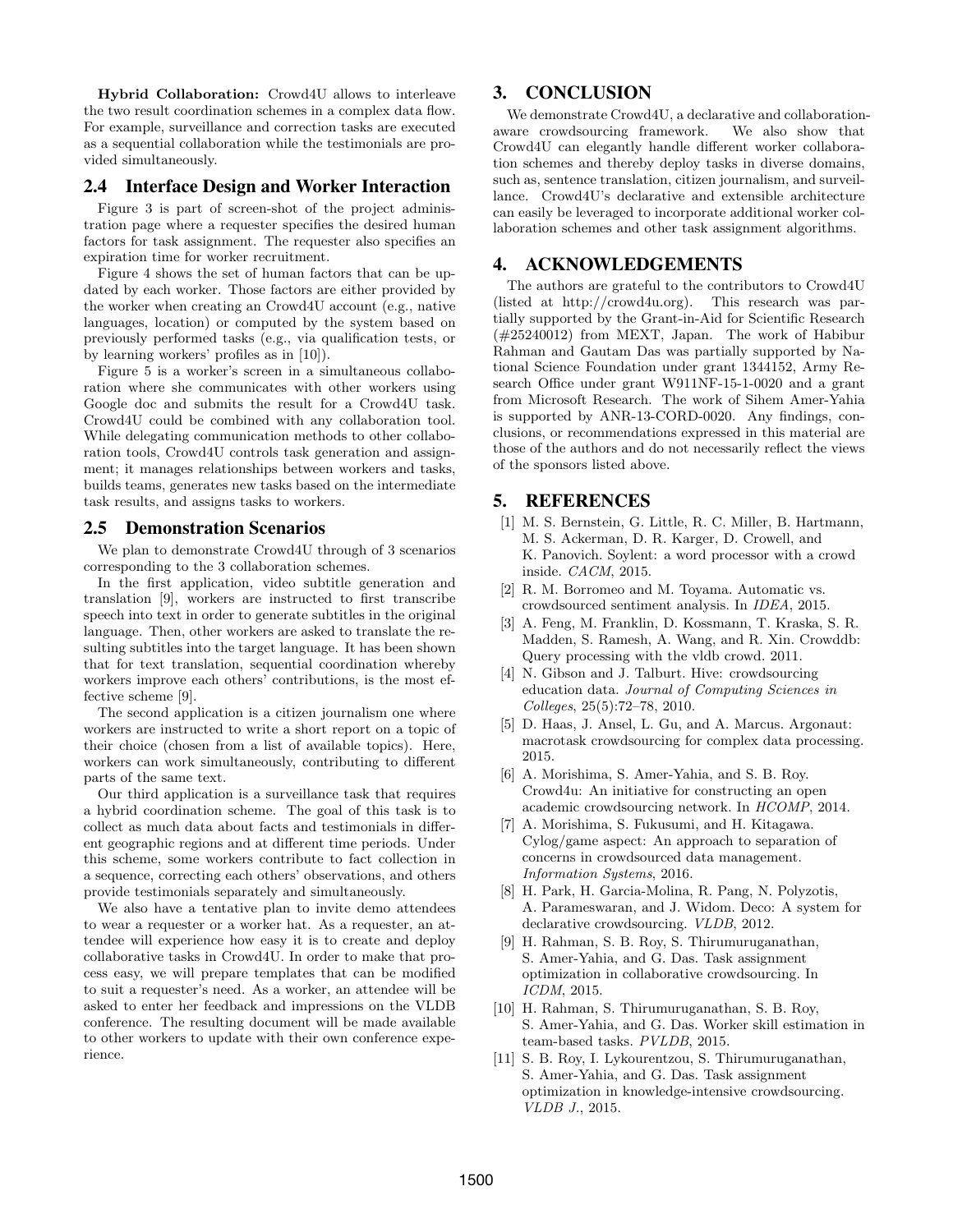**Hybrid Collaboration:** Crowd4U allows to interleave the two result coordination schemes in a complex data flow. For example, surveillance and correction tasks are executed as a sequential collaboration while the testimonials are provided simultaneously.

## 2.4 Interface Design and Worker Interaction

Figure 3 is part of screen-shot of the project administration page where a requester specifies the desired human factors for task assignment. The requester also specifies an expiration time for worker recruitment.

Figure 4 shows the set of human factors that can be updated by each worker. Those factors are either provided by the worker when creating an Crowd4U account (e.g., native languages, location) or computed by the system based on previously performed tasks (e.g., via qualification tests, or by learning workers' profiles as in [10]).

Figure 5 is a worker's screen in a simultaneous collaboration where she communicates with other workers using Google doc and submits the result for a Crowd4U task. Crowd4U could be combined with any collaboration tool. While delegating communication methods to other collaboration tools, Crowd4U controls task generation and assignment; it manages relationships between workers and tasks, builds teams, generates new tasks based on the intermediate task results, and assigns tasks to workers.

## 2.5 Demonstration Scenarios

We plan to demonstrate Crowd4U through of 3 scenarios corresponding to the 3 collaboration schemes.

In the first application, video subtitle generation and translation [9], workers are instructed to first transcribe speech into text in order to generate subtitles in the original language. Then, other workers are asked to translate the resulting subtitles into the target language. It has been shown that for text translation, sequential coordination whereby workers improve each others' contributions, is the most effective scheme [9].

The second application is a citizen journalism one where workers are instructed to write a short report on a topic of their choice (chosen from a list of available topics). Here, workers can work simultaneously, contributing to different parts of the same text.

Our third application is a surveillance task that requires a hybrid coordination scheme. The goal of this task is to collect as much data about facts and testimonials in different geographic regions and at different time periods. Under this scheme, some workers contribute to fact collection in a sequence, correcting each others' observations, and others provide testimonials separately and simultaneously.

We also have a tentative plan to invite demo attendees to wear a requester or a worker hat. As a requester, an attendee will experience how easy it is to create and deploy collaborative tasks in Crowd4U. In order to make that process easy, we will prepare templates that can be modified to suit a requester's need. As a worker, an attendee will be asked to enter her feedback and impressions on the VLDB conference. The resulting document will be made available to other workers to update with their own conference experience.

# 3. CONCLUSION

We demonstrate Crowd4U, a declarative and collaboration-aware crowdsourcing framework. We also show that Crowd4U can elegantly handle different worker collaboration schemes and thereby deploy tasks in diverse domains, such as, sentence translation, citizen journalism, and surveillance. Crowd4U's declarative and extensible architecture can easily be leveraged to incorporate additional worker collaboration schemes and other task assignment algorithms.

# 4. ACKNOWLEDGEMENTS

The authors are grateful to the contributors to Crowd4U (listed at http://crowd4u.org). This research was partially supported by the Grant-in-Aid for Scientific Research (#25240012) from MEXT, Japan. The work of Habibur Rahman and Gautam Das was partially supported by National Science Foundation under grant 1344152, Army Research Office under grant W911NF-15-1-0020 and a grant from Microsoft Research. The work of Sihem Amer-Yahia is supported by ANR-13-CORD-0020. Any findings, conclusions, or recommendations expressed in this material are those of the authors and do not necessarily reflect the views of the sponsors listed above.

# 5. REFERENCES

[1] M. S. Bernstein, G. Little, R. C. Miller, B. Hartmann, M. S. Ackerman, D. R. Karger, D. Crowell, and K. Panovich. Soylent: a word processor with a crowd inside. *CACM*, 2015.

[2] R. M. Borromeo and M. Toyama. Automatic vs. crowdsourced sentiment analysis. In *IDEA*, 2015.

[3] A. Feng, M. Franklin, D. Kossmann, T. Kraska, S. R. Madden, S. Ramesh, A. Wang, and R. Xin. Crowddb: Query processing with the vldb crowd. 2011.

[4] N. Gibson and J. Talburt. Hive: crowdsourcing education data. *Journal of Computing Sciences in Colleges*, 25(5):72–78, 2010.

[5] D. Haas, J. Ansel, L. Gu, and A. Marcus. Argonaut: macrotask crowdsourcing for complex data processing. 2015.

[6] A. Morishima, S. Amer-Yahia, and S. B. Roy. Crowd4u: An initiative for constructing an open academic crowdsourcing network. In *HCOMP*, 2014.

[7] A. Morishima, S. Fukusumi, and H. Kitagawa. Cylog/game aspect: An approach to separation of concerns in crowdsourced data management. *Information Systems*, 2016.

[8] H. Park, H. Garcia-Molina, R. Pang, N. Polyzotis, A. Parameswaran, and J. Widom. Deco: A system for declarative crowdsourcing. *VLDB*, 2012.

[9] H. Rahman, S. B. Roy, S. Thirumuruganathan, S. Amer-Yahia, and G. Das. Task assignment optimization in collaborative crowdsourcing. In *ICDM*, 2015.

[10] H. Rahman, S. Thirumuruganathan, S. B. Roy, S. Amer-Yahia, and G. Das. Worker skill estimation in team-based tasks. *PVLDB*, 2015.

[11] S. B. Roy, I. Lykourentzou, S. Thirumuruganathan, S. Amer-Yahia, and G. Das. Task assignment optimization in knowledge-intensive crowdsourcing. *VLDB J.*, 2015.